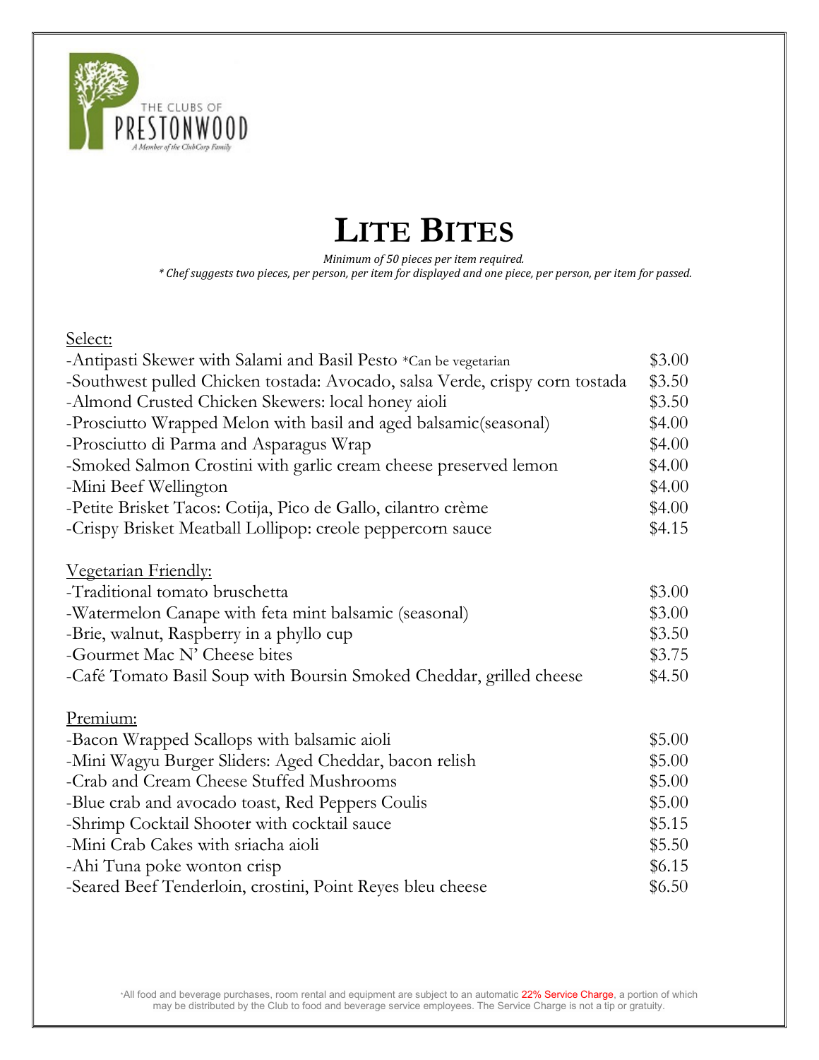THE CLUBS OF PRESTONWOOD

A Member of the ClubCorp Family

# LITE BITES

*Minimum of 50 pieces per item required.*

*\* Chef suggests two pieces, per person, per item for displayed and one piece, per person, per item for passed.*

Select:

| | |
|---|---|
| -Antipasti Skewer with Salami and Basil Pesto *Can be vegetarian | $3.00 |
| -Southwest pulled Chicken tostada: Avocado, salsa Verde, crispy corn tostada | $3.50 |
| -Almond Crusted Chicken Skewers: local honey aioli | $3.50 |
| -Prosciutto Wrapped Melon with basil and aged balsamic(seasonal) | $4.00 |
| -Prosciutto di Parma and Asparagus Wrap | $4.00 |
| -Smoked Salmon Crostini with garlic cream cheese preserved lemon | $4.00 |
| -Mini Beef Wellington | $4.00 |
| -Petite Brisket Tacos: Cotija, Pico de Gallo, cilantro crème | $4.00 |
| -Crispy Brisket Meatball Lollipop: creole peppercorn sauce | $4.15 |

Vegetarian Friendly:

| | |
|---|---|
| -Traditional tomato bruschetta | $3.00 |
| -Watermelon Canape with feta mint balsamic (seasonal) | $3.00 |
| -Brie, walnut, Raspberry in a phyllo cup | $3.50 |
| -Gourmet Mac N' Cheese bites | $3.75 |
| -Café Tomato Basil Soup with Boursin Smoked Cheddar, grilled cheese | $4.50 |

Premium:

| | |
|---|---|
| -Bacon Wrapped Scallops with balsamic aioli | $5.00 |
| -Mini Wagyu Burger Sliders: Aged Cheddar, bacon relish | $5.00 |
| -Crab and Cream Cheese Stuffed Mushrooms | $5.00 |
| -Blue crab and avocado toast, Red Peppers Coulis | $5.00 |
| -Shrimp Cocktail Shooter with cocktail sauce | $5.15 |
| -Mini Crab Cakes with sriacha aioli | $5.50 |
| -Ahi Tuna poke wonton crisp | $6.15 |
| -Seared Beef Tenderloin, crostini, Point Reyes bleu cheese | $6.50 |

*All food and beverage purchases, room rental and equipment are subject to an automatic 22% Service Charge, a portion of which may be distributed by the Club to food and beverage service employees. The Service Charge is not a tip or gratuity.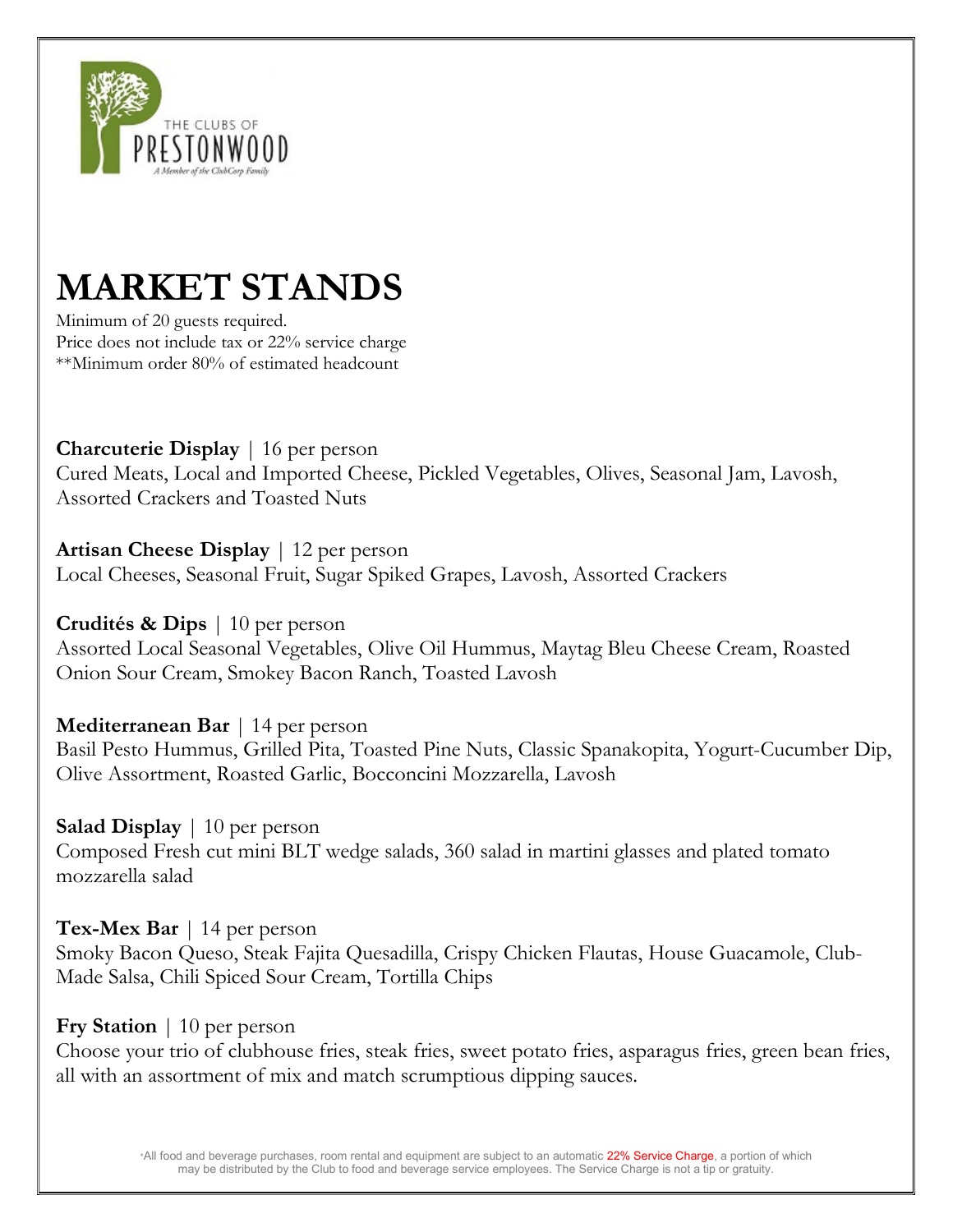THE CLUBS OF PRESTONWOOD

A Member of the ClubCorp Family

# MARKET STANDS

Minimum of 20 guests required.
Price does not include tax or 22% service charge
**Minimum order 80% of estimated headcount

**Charcuterie Display** | 16 per person
Cured Meats, Local and Imported Cheese, Pickled Vegetables, Olives, Seasonal Jam, Lavosh, Assorted Crackers and Toasted Nuts

**Artisan Cheese Display** | 12 per person
Local Cheeses, Seasonal Fruit, Sugar Spiked Grapes, Lavosh, Assorted Crackers

**Crudités & Dips** | 10 per person
Assorted Local Seasonal Vegetables, Olive Oil Hummus, Maytag Bleu Cheese Cream, Roasted Onion Sour Cream, Smokey Bacon Ranch, Toasted Lavosh

**Mediterranean Bar** | 14 per person
Basil Pesto Hummus, Grilled Pita, Toasted Pine Nuts, Classic Spanakopita, Yogurt-Cucumber Dip, Olive Assortment, Roasted Garlic, Bocconcini Mozzarella, Lavosh

**Salad Display** | 10 per person
Composed Fresh cut mini BLT wedge salads, 360 salad in martini glasses and plated tomato mozzarella salad

**Tex-Mex Bar** | 14 per person
Smoky Bacon Queso, Steak Fajita Quesadilla, Crispy Chicken Flautas, House Guacamole, Club-Made Salsa, Chili Spiced Sour Cream, Tortilla Chips

**Fry Station** | 10 per person
Choose your trio of clubhouse fries, steak fries, sweet potato fries, asparagus fries, green bean fries, all with an assortment of mix and match scrumptious dipping sauces.

*All food and beverage purchases, room rental and equipment are subject to an automatic 22% Service Charge, a portion of which may be distributed by the Club to food and beverage service employees. The Service Charge is not a tip or gratuity.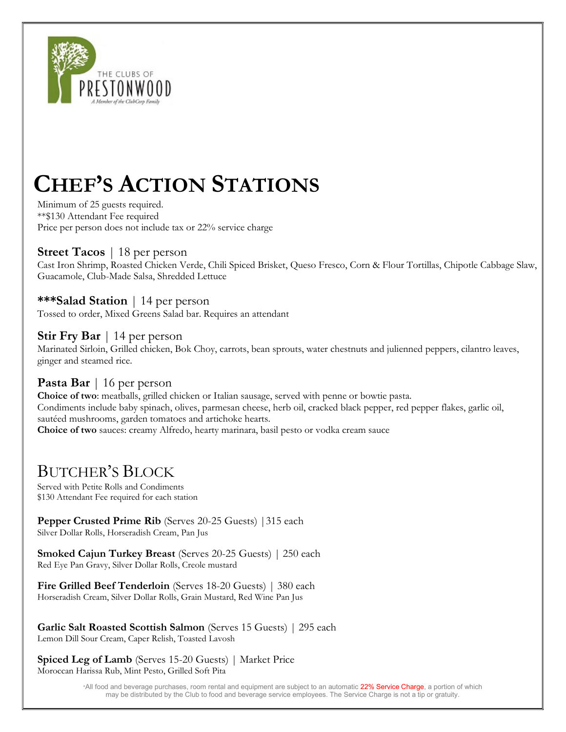# CHEF'S ACTION STATIONS

Minimum of 25 guests required.
**$130 Attendant Fee required
Price per person does not include tax or 22% service charge

**Street Tacos** | 18 per person
Cast Iron Shrimp, Roasted Chicken Verde, Chili Spiced Brisket, Queso Fresco, Corn & Flour Tortillas, Chipotle Cabbage Slaw, Guacamole, Club-Made Salsa, Shredded Lettuce

**\*\*\*Salad Station** | 14 per person
Tossed to order, Mixed Greens Salad bar. Requires an attendant

**Stir Fry Bar** | 14 per person
Marinated Sirloin, Grilled chicken, Bok Choy, carrots, bean sprouts, water chestnuts and julienned peppers, cilantro leaves, ginger and steamed rice.

**Pasta Bar** | 16 per person
**Choice of two**: meatballs, grilled chicken or Italian sausage, served with penne or bowtie pasta.
Condiments include baby spinach, olives, parmesan cheese, herb oil, cracked black pepper, red pepper flakes, garlic oil, sautéed mushrooms, garden tomatoes and artichoke hearts.
**Choice of two** sauces: creamy Alfredo, hearty marinara, basil pesto or vodka cream sauce

## BUTCHER'S BLOCK

Served with Petite Rolls and Condiments
$130 Attendant Fee required for each station

**Pepper Crusted Prime Rib** (Serves 20-25 Guests) | 315 each
Silver Dollar Rolls, Horseradish Cream, Pan Jus

**Smoked Cajun Turkey Breast** (Serves 20-25 Guests) | 250 each
Red Eye Pan Gravy, Silver Dollar Rolls, Creole mustard

**Fire Grilled Beef Tenderloin** (Serves 18-20 Guests) | 380 each
Horseradish Cream, Silver Dollar Rolls, Grain Mustard, Red Wine Pan Jus

**Garlic Salt Roasted Scottish Salmon** (Serves 15 Guests) | 295 each
Lemon Dill Sour Cream, Caper Relish, Toasted Lavosh

**Spiced Leg of Lamb** (Serves 15-20 Guests) | Market Price
Moroccan Harissa Rub, Mint Pesto, Grilled Soft Pita

*All food and beverage purchases, room rental and equipment are subject to an automatic 22% Service Charge, a portion of which may be distributed by the Club to food and beverage service employees. The Service Charge is not a tip or gratuity.